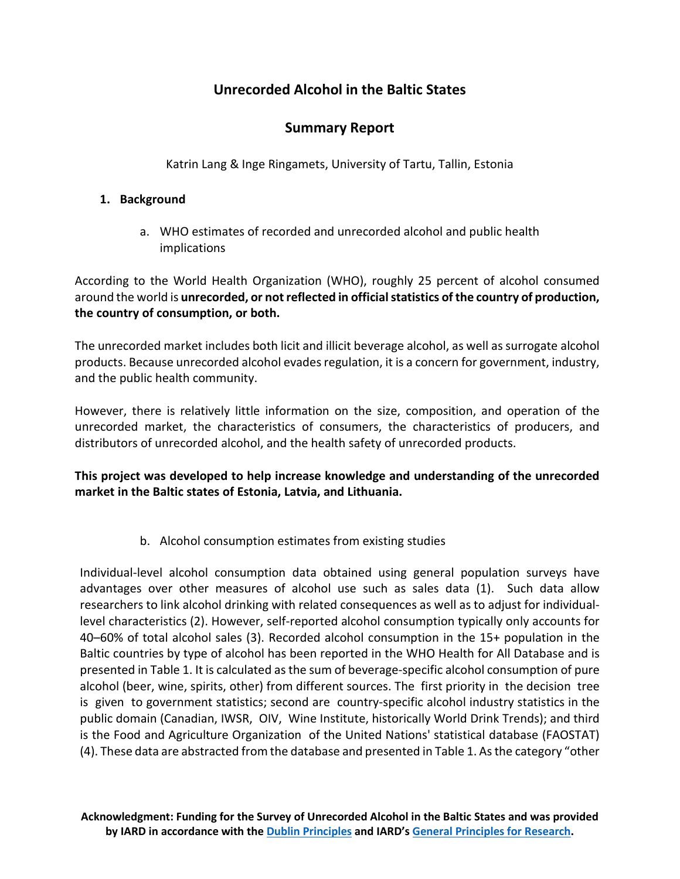# Unrecorded Alcohol in the Baltic States

## Summary Report

Katrin Lang & Inge Ringamets, University of Tartu, Tallin, Estonia

1. **Background**

   a. WHO estimates of recorded and unrecorded alcohol and public health implications

According to the World Health Organization (WHO), roughly 25 percent of alcohol consumed around the world is **unrecorded, or not reflected in official statistics of the country of production, the country of consumption, or both.**

The unrecorded market includes both licit and illicit beverage alcohol, as well as surrogate alcohol products. Because unrecorded alcohol evades regulation, it is a concern for government, industry, and the public health community.

However, there is relatively little information on the size, composition, and operation of the unrecorded market, the characteristics of consumers, the characteristics of producers, and distributors of unrecorded alcohol, and the health safety of unrecorded products.

**This project was developed to help increase knowledge and understanding of the unrecorded market in the Baltic states of Estonia, Latvia, and Lithuania.**

   b. Alcohol consumption estimates from existing studies

Individual-level alcohol consumption data obtained using general population surveys have advantages over other measures of alcohol use such as sales data (1). Such data allow researchers to link alcohol drinking with related consequences as well as to adjust for individual-level characteristics (2). However, self-reported alcohol consumption typically only accounts for 40–60% of total alcohol sales (3). Recorded alcohol consumption in the 15+ population in the Baltic countries by type of alcohol has been reported in the WHO Health for All Database and is presented in Table 1. It is calculated as the sum of beverage-specific alcohol consumption of pure alcohol (beer, wine, spirits, other) from different sources. The first priority in the decision tree is given to government statistics; second are country-specific alcohol industry statistics in the public domain (Canadian, IWSR, OIV, Wine Institute, historically World Drink Trends); and third is the Food and Agriculture Organization of the United Nations' statistical database (FAOSTAT) (4). These data are abstracted from the database and presented in Table 1. As the category "other

**Acknowledgment: Funding for the Survey of Unrecorded Alcohol in the Baltic States and was provided by IARD in accordance with the Dublin Principles and IARD's General Principles for Research.**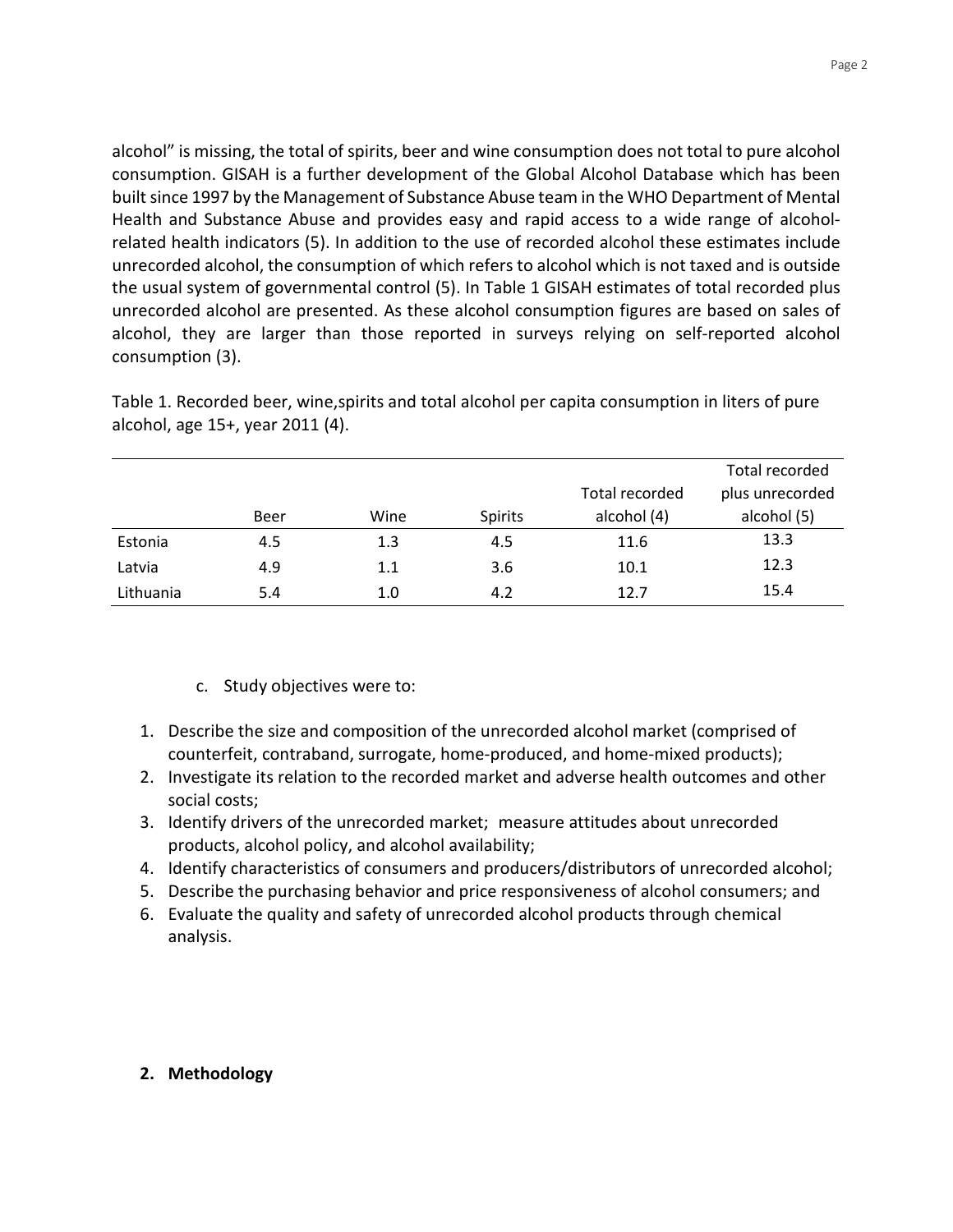alcohol" is missing, the total of spirits, beer and wine consumption does not total to pure alcohol consumption. GISAH is a further development of the Global Alcohol Database which has been built since 1997 by the Management of Substance Abuse team in the WHO Department of Mental Health and Substance Abuse and provides easy and rapid access to a wide range of alcohol-related health indicators (5). In addition to the use of recorded alcohol these estimates include unrecorded alcohol, the consumption of which refers to alcohol which is not taxed and is outside the usual system of governmental control (5). In Table 1 GISAH estimates of total recorded plus unrecorded alcohol are presented. As these alcohol consumption figures are based on sales of alcohol, they are larger than those reported in surveys relying on self-reported alcohol consumption (3).

Table 1. Recorded beer, wine,spirits and total alcohol per capita consumption in liters of pure alcohol, age 15+, year 2011 (4).

| | Beer | Wine | Spirits | Total recorded alcohol (4) | Total recorded plus unrecorded alcohol (5) |
|---|---|---|---|---|---|
| Estonia | 4.5 | 1.3 | 4.5 | 11.6 | 13.3 |
| Latvia | 4.9 | 1.1 | 3.6 | 10.1 | 12.3 |
| Lithuania | 5.4 | 1.0 | 4.2 | 12.7 | 15.4 |

c. Study objectives were to:

1. Describe the size and composition of the unrecorded alcohol market (comprised of counterfeit, contraband, surrogate, home-produced, and home-mixed products);
2. Investigate its relation to the recorded market and adverse health outcomes and other social costs;
3. Identify drivers of the unrecorded market; measure attitudes about unrecorded products, alcohol policy, and alcohol availability;
4. Identify characteristics of consumers and producers/distributors of unrecorded alcohol;
5. Describe the purchasing behavior and price responsiveness of alcohol consumers; and
6. Evaluate the quality and safety of unrecorded alcohol products through chemical analysis.

## 2. Methodology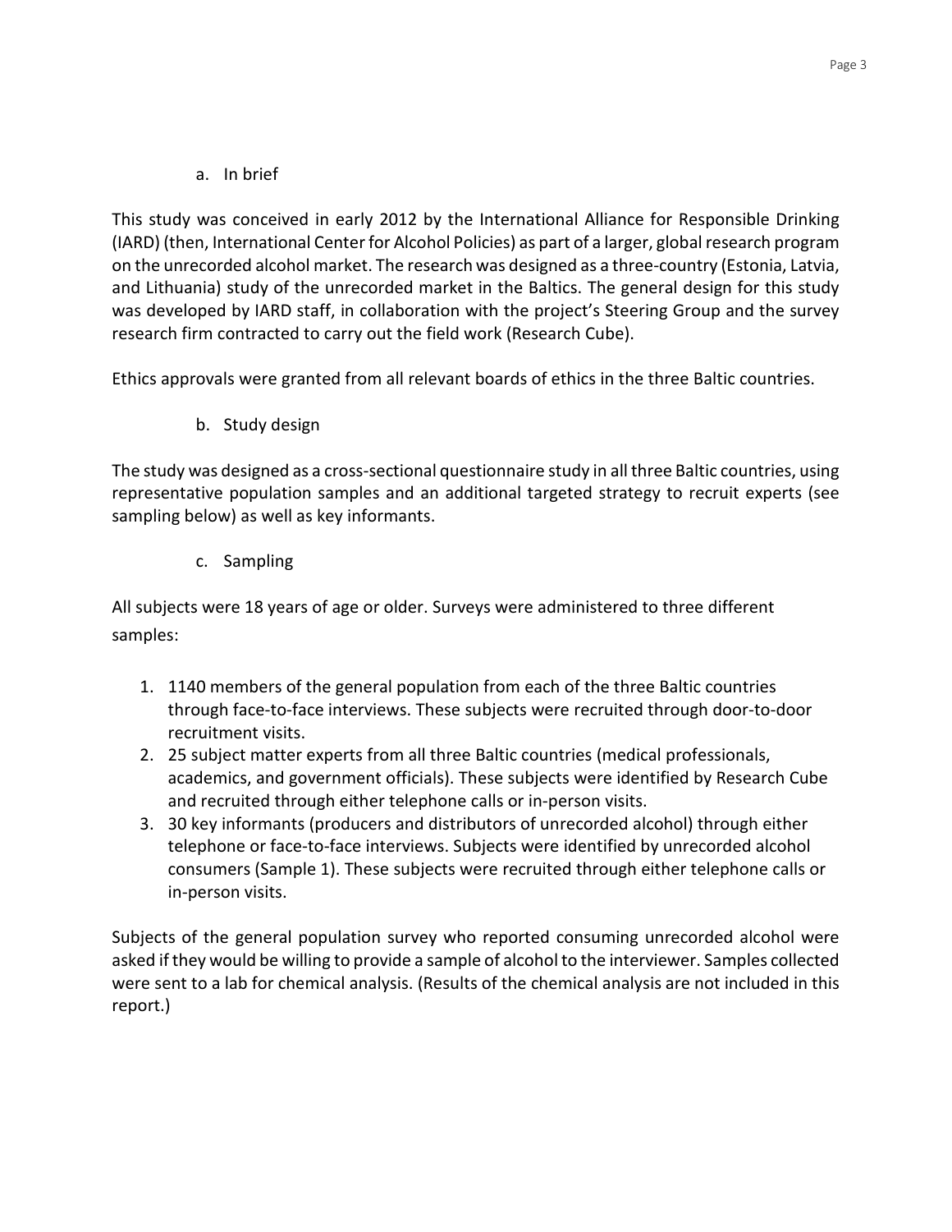### a. In brief

This study was conceived in early 2012 by the International Alliance for Responsible Drinking (IARD) (then, International Center for Alcohol Policies) as part of a larger, global research program on the unrecorded alcohol market. The research was designed as a three-country (Estonia, Latvia, and Lithuania) study of the unrecorded market in the Baltics. The general design for this study was developed by IARD staff, in collaboration with the project's Steering Group and the survey research firm contracted to carry out the field work (Research Cube).

Ethics approvals were granted from all relevant boards of ethics in the three Baltic countries.

### b. Study design

The study was designed as a cross-sectional questionnaire study in all three Baltic countries, using representative population samples and an additional targeted strategy to recruit experts (see sampling below) as well as key informants.

### c. Sampling

All subjects were 18 years of age or older. Surveys were administered to three different samples:

1. 1140 members of the general population from each of the three Baltic countries through face-to-face interviews. These subjects were recruited through door-to-door recruitment visits.
2. 25 subject matter experts from all three Baltic countries (medical professionals, academics, and government officials). These subjects were identified by Research Cube and recruited through either telephone calls or in-person visits.
3. 30 key informants (producers and distributors of unrecorded alcohol) through either telephone or face-to-face interviews. Subjects were identified by unrecorded alcohol consumers (Sample 1). These subjects were recruited through either telephone calls or in-person visits.

Subjects of the general population survey who reported consuming unrecorded alcohol were asked if they would be willing to provide a sample of alcohol to the interviewer. Samples collected were sent to a lab for chemical analysis. (Results of the chemical analysis are not included in this report.)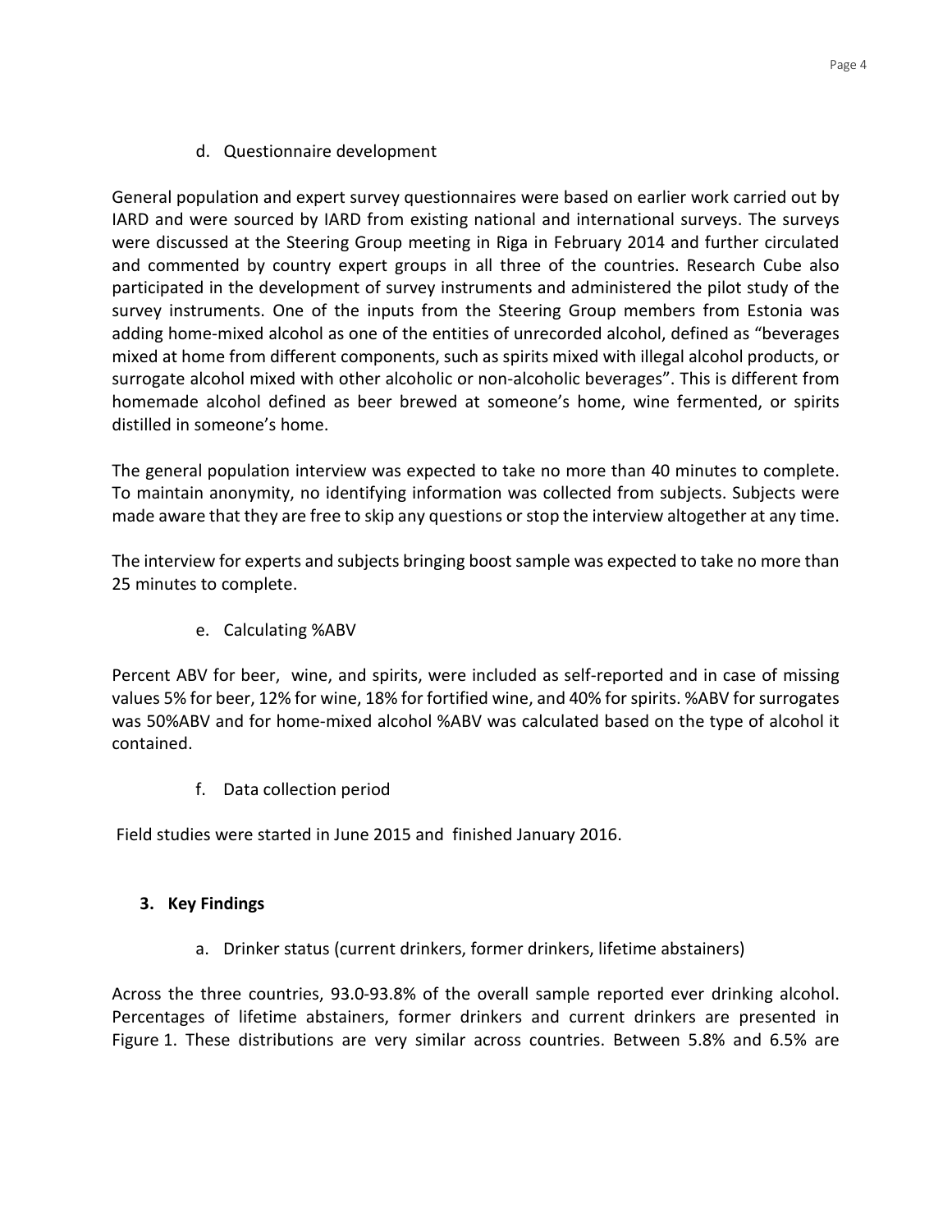### d. Questionnaire development

General population and expert survey questionnaires were based on earlier work carried out by IARD and were sourced by IARD from existing national and international surveys. The surveys were discussed at the Steering Group meeting in Riga in February 2014 and further circulated and commented by country expert groups in all three of the countries. Research Cube also participated in the development of survey instruments and administered the pilot study of the survey instruments. One of the inputs from the Steering Group members from Estonia was adding home-mixed alcohol as one of the entities of unrecorded alcohol, defined as "beverages mixed at home from different components, such as spirits mixed with illegal alcohol products, or surrogate alcohol mixed with other alcoholic or non-alcoholic beverages". This is different from homemade alcohol defined as beer brewed at someone's home, wine fermented, or spirits distilled in someone's home.

The general population interview was expected to take no more than 40 minutes to complete. To maintain anonymity, no identifying information was collected from subjects. Subjects were made aware that they are free to skip any questions or stop the interview altogether at any time.

The interview for experts and subjects bringing boost sample was expected to take no more than 25 minutes to complete.

### e. Calculating %ABV

Percent ABV for beer, wine, and spirits, were included as self-reported and in case of missing values 5% for beer, 12% for wine, 18% for fortified wine, and 40% for spirits. %ABV for surrogates was 50%ABV and for home-mixed alcohol %ABV was calculated based on the type of alcohol it contained.

### f. Data collection period

Field studies were started in June 2015 and finished January 2016.

## 3. Key Findings

### a. Drinker status (current drinkers, former drinkers, lifetime abstainers)

Across the three countries, 93.0-93.8% of the overall sample reported ever drinking alcohol. Percentages of lifetime abstainers, former drinkers and current drinkers are presented in Figure 1. These distributions are very similar across countries. Between 5.8% and 6.5% are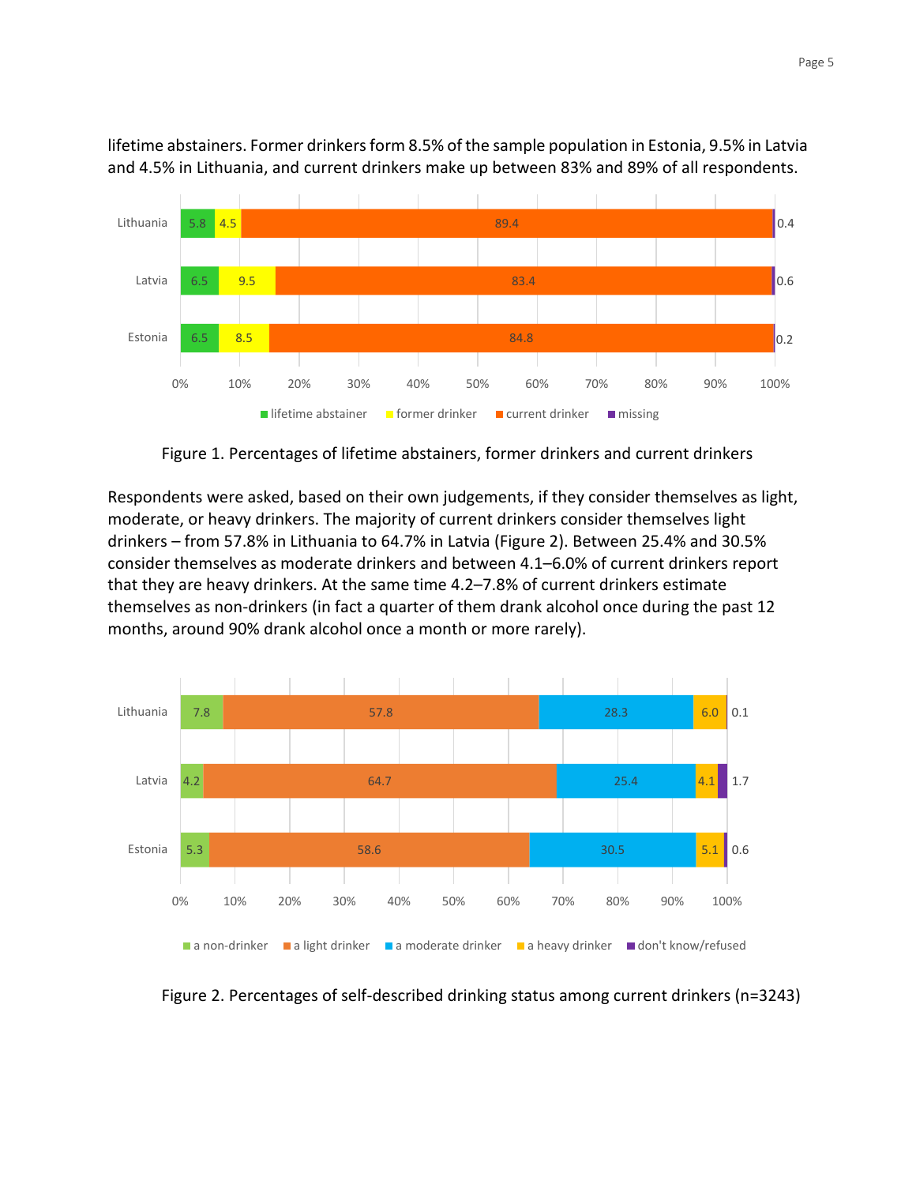lifetime abstainers. Former drinkers form 8.5% of the sample population in Estonia, 9.5% in Latvia and 4.5% in Lithuania, and current drinkers make up between 83% and 89% of all respondents.

Figure 1. Percentages of lifetime abstainers, former drinkers and current drinkers

Respondents were asked, based on their own judgements, if they consider themselves as light, moderate, or heavy drinkers. The majority of current drinkers consider themselves light drinkers – from 57.8% in Lithuania to 64.7% in Latvia (Figure 2). Between 25.4% and 30.5% consider themselves as moderate drinkers and between 4.1–6.0% of current drinkers report that they are heavy drinkers. At the same time 4.2–7.8% of current drinkers estimate themselves as non-drinkers (in fact a quarter of them drank alcohol once during the past 12 months, around 90% drank alcohol once a month or more rarely).

Figure 2. Percentages of self-described drinking status among current drinkers (n=3243)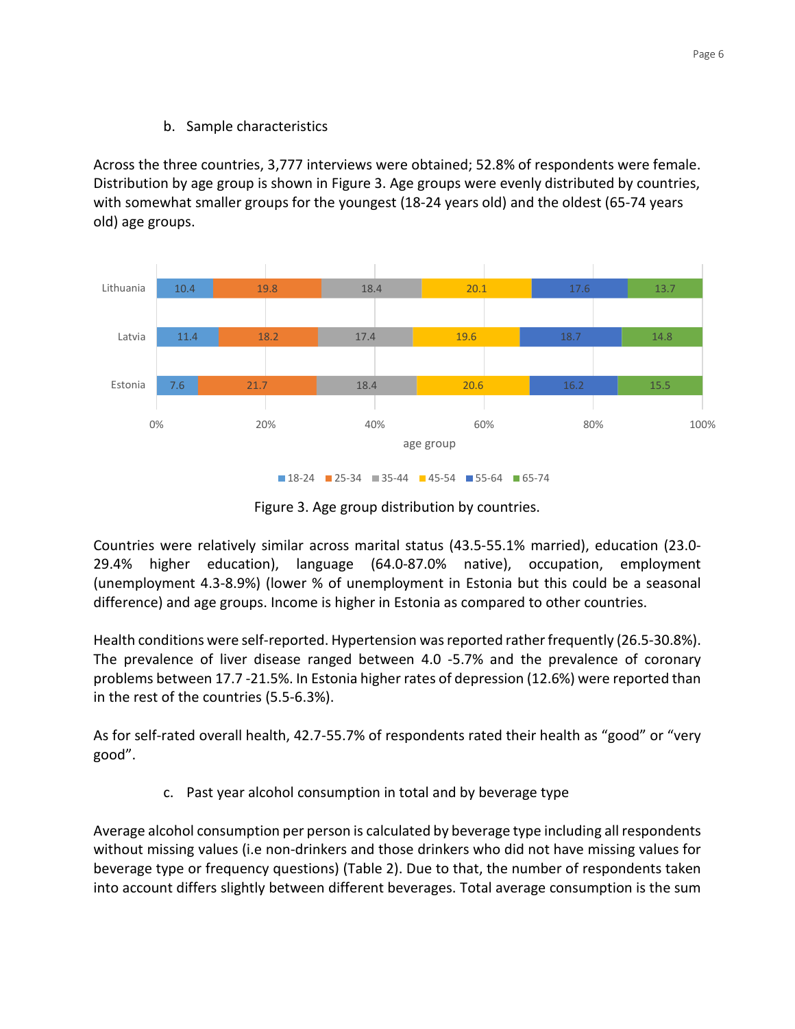b. Sample characteristics

Across the three countries, 3,777 interviews were obtained; 52.8% of respondents were female. Distribution by age group is shown in Figure 3. Age groups were evenly distributed by countries, with somewhat smaller groups for the youngest (18-24 years old) and the oldest (65-74 years old) age groups.

| | 18-24 | 25-34 | 35-44 | 45-54 | 55-64 | 65-74 |
|---|---|---|---|---|---|---|
| Lithuania | 10.4 | 19.8 | 18.4 | 20.1 | 17.6 | 13.7 |
| Latvia | 11.4 | 18.2 | 17.4 | 19.6 | 18.7 | 14.8 |
| Estonia | 7.6 | 21.7 | 18.4 | 20.6 | 16.2 | 15.5 |

Figure 3. Age group distribution by countries.

Countries were relatively similar across marital status (43.5-55.1% married), education (23.0-29.4% higher education), language (64.0-87.0% native), occupation, employment (unemployment 4.3-8.9%) (lower % of unemployment in Estonia but this could be a seasonal difference) and age groups. Income is higher in Estonia as compared to other countries.

Health conditions were self-reported. Hypertension was reported rather frequently (26.5-30.8%). The prevalence of liver disease ranged between 4.0 -5.7% and the prevalence of coronary problems between 17.7 -21.5%. In Estonia higher rates of depression (12.6%) were reported than in the rest of the countries (5.5-6.3%).

As for self-rated overall health, 42.7-55.7% of respondents rated their health as "good" or "very good".

c. Past year alcohol consumption in total and by beverage type

Average alcohol consumption per person is calculated by beverage type including all respondents without missing values (i.e non-drinkers and those drinkers who did not have missing values for beverage type or frequency questions) (Table 2). Due to that, the number of respondents taken into account differs slightly between different beverages. Total average consumption is the sum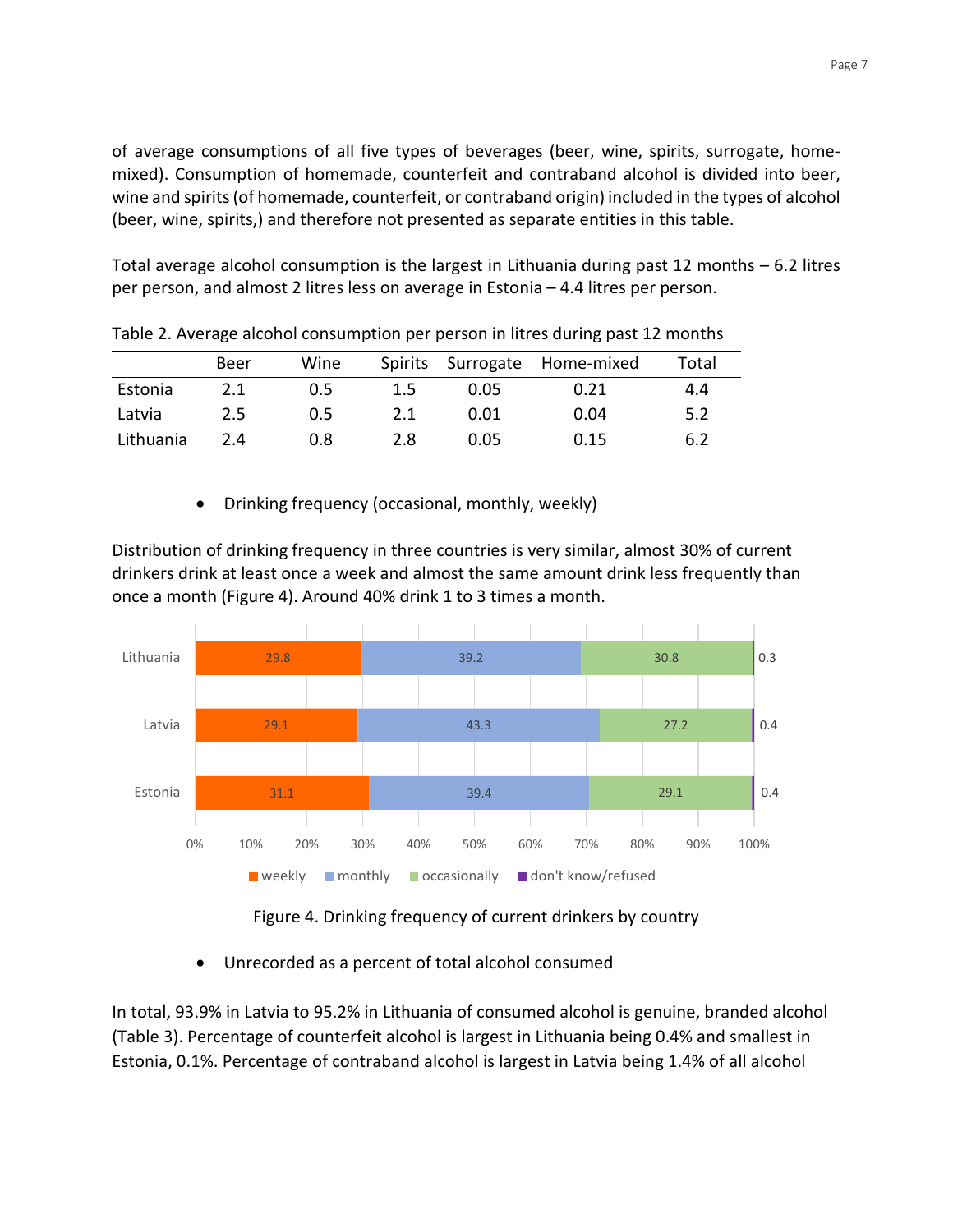of average consumptions of all five types of beverages (beer, wine, spirits, surrogate, home-mixed). Consumption of homemade, counterfeit and contraband alcohol is divided into beer, wine and spirits (of homemade, counterfeit, or contraband origin) included in the types of alcohol (beer, wine, spirits,) and therefore not presented as separate entities in this table.

Total average alcohol consumption is the largest in Lithuania during past 12 months – 6.2 litres per person, and almost 2 litres less on average in Estonia – 4.4 litres per person.

Table 2. Average alcohol consumption per person in litres during past 12 months

| | Beer | Wine | Spirits | Surrogate | Home-mixed | Total |
|---|---|---|---|---|---|---|
| Estonia | 2.1 | 0.5 | 1.5 | 0.05 | 0.21 | 4.4 |
| Latvia | 2.5 | 0.5 | 2.1 | 0.01 | 0.04 | 5.2 |
| Lithuania | 2.4 | 0.8 | 2.8 | 0.05 | 0.15 | 6.2 |

- Drinking frequency (occasional, monthly, weekly)

Distribution of drinking frequency in three countries is very similar, almost 30% of current drinkers drink at least once a week and almost the same amount drink less frequently than once a month (Figure 4). Around 40% drink 1 to 3 times a month.

| | weekly | monthly | occasionally | don't know/refused |
|---|---|---|---|---|
| Lithuania | 29.8 | 39.2 | 30.8 | 0.3 |
| Latvia | 29.1 | 43.3 | 27.2 | 0.4 |
| Estonia | 31.1 | 39.4 | 29.1 | 0.4 |

Figure 4. Drinking frequency of current drinkers by country

- Unrecorded as a percent of total alcohol consumed

In total, 93.9% in Latvia to 95.2% in Lithuania of consumed alcohol is genuine, branded alcohol (Table 3). Percentage of counterfeit alcohol is largest in Lithuania being 0.4% and smallest in Estonia, 0.1%. Percentage of contraband alcohol is largest in Latvia being 1.4% of all alcohol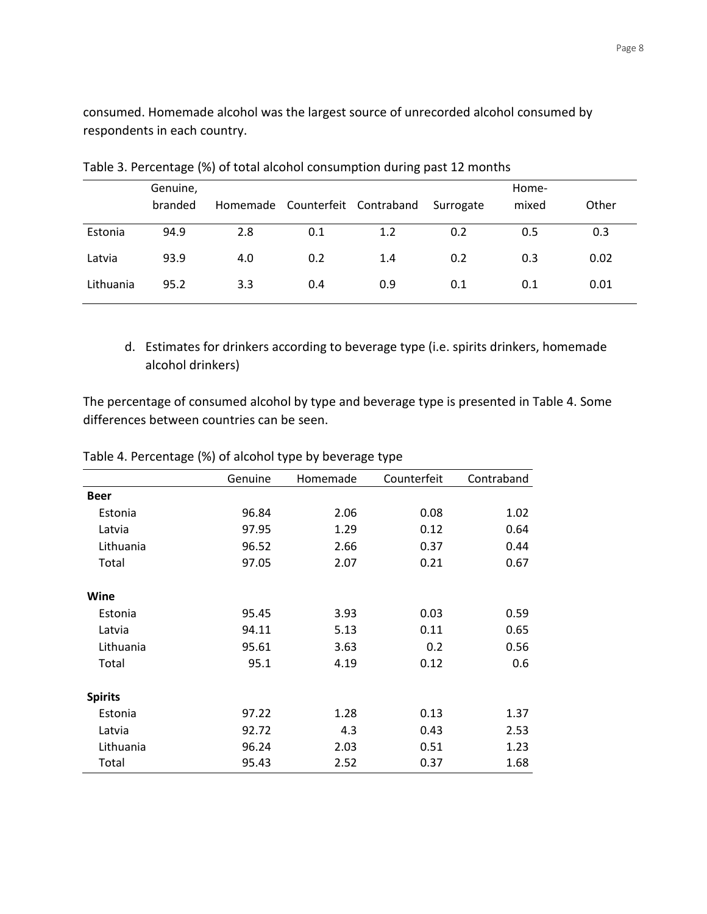consumed. Homemade alcohol was the largest source of unrecorded alcohol consumed by respondents in each country.

Table 3. Percentage (%) of total alcohol consumption during past 12 months

| | Genuine, branded | Homemade | Counterfeit | Contraband | Surrogate | Home-mixed | Other |
|---|---|---|---|---|---|---|---|
| Estonia | 94.9 | 2.8 | 0.1 | 1.2 | 0.2 | 0.5 | 0.3 |
| Latvia | 93.9 | 4.0 | 0.2 | 1.4 | 0.2 | 0.3 | 0.02 |
| Lithuania | 95.2 | 3.3 | 0.4 | 0.9 | 0.1 | 0.1 | 0.01 |

d. Estimates for drinkers according to beverage type (i.e. spirits drinkers, homemade alcohol drinkers)

The percentage of consumed alcohol by type and beverage type is presented in Table 4. Some differences between countries can be seen.

Table 4. Percentage (%) of alcohol type by beverage type

| | Genuine | Homemade | Counterfeit | Contraband |
|---|---|---|---|---|
| **Beer** | | | | |
| Estonia | 96.84 | 2.06 | 0.08 | 1.02 |
| Latvia | 97.95 | 1.29 | 0.12 | 0.64 |
| Lithuania | 96.52 | 2.66 | 0.37 | 0.44 |
| Total | 97.05 | 2.07 | 0.21 | 0.67 |
| **Wine** | | | | |
| Estonia | 95.45 | 3.93 | 0.03 | 0.59 |
| Latvia | 94.11 | 5.13 | 0.11 | 0.65 |
| Lithuania | 95.61 | 3.63 | 0.2 | 0.56 |
| Total | 95.1 | 4.19 | 0.12 | 0.6 |
| **Spirits** | | | | |
| Estonia | 97.22 | 1.28 | 0.13 | 1.37 |
| Latvia | 92.72 | 4.3 | 0.43 | 2.53 |
| Lithuania | 96.24 | 2.03 | 0.51 | 1.23 |
| Total | 95.43 | 2.52 | 0.37 | 1.68 |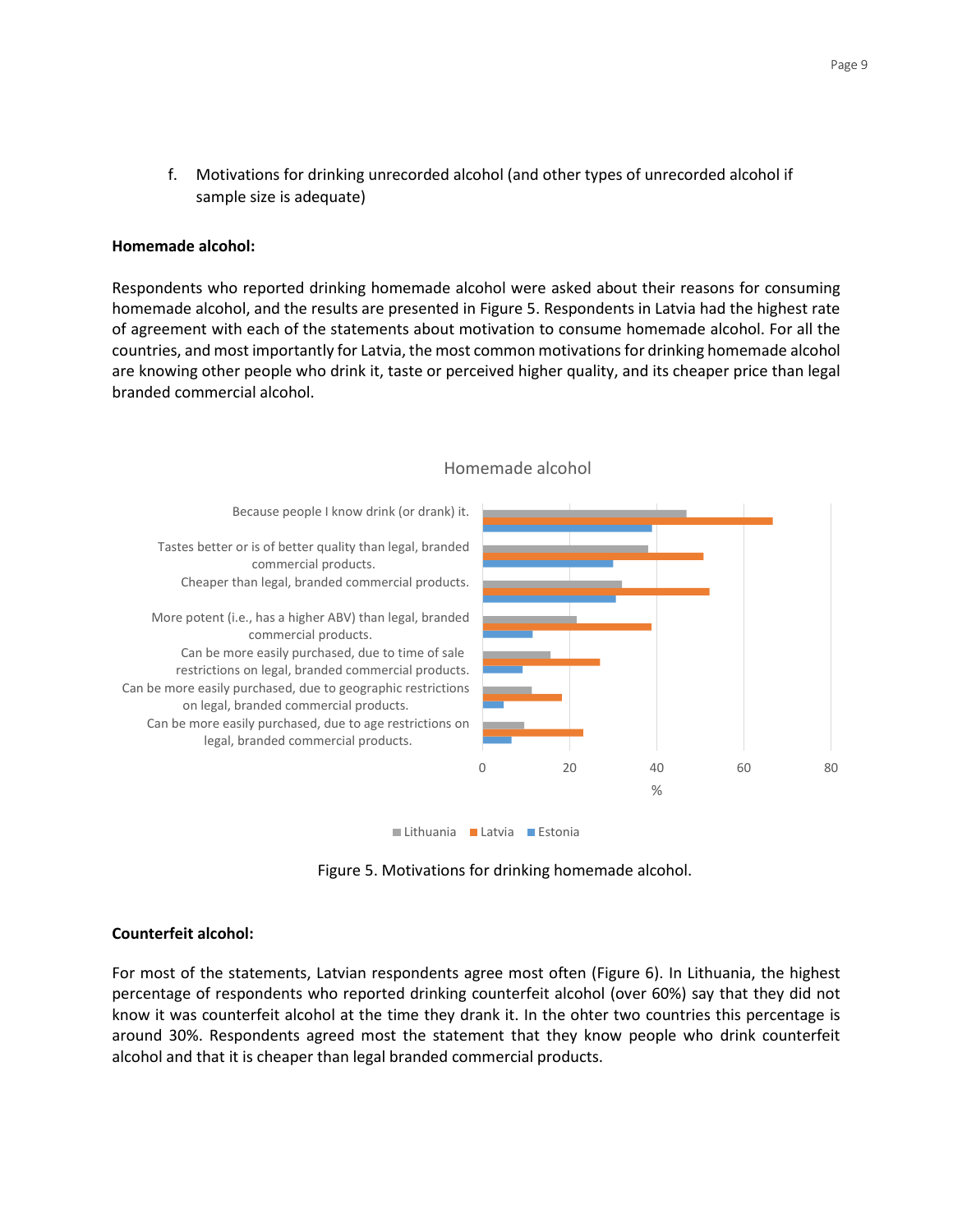f. Motivations for drinking unrecorded alcohol (and other types of unrecorded alcohol if sample size is adequate)

**Homemade alcohol:**

Respondents who reported drinking homemade alcohol were asked about their reasons for consuming homemade alcohol, and the results are presented in Figure 5. Respondents in Latvia had the highest rate of agreement with each of the statements about motivation to consume homemade alcohol. For all the countries, and most importantly for Latvia, the most common motivations for drinking homemade alcohol are knowing other people who drink it, taste or perceived higher quality, and its cheaper price than legal branded commercial alcohol.

Homemade alcohol

| Statement | Lithuania | Latvia | Estonia |
|---|---|---|---|
| Because people I know drink (or drank) it. | ~47 | ~67 | ~39 |
| Tastes better or is of better quality than legal, branded commercial products. | ~38 | ~51 | ~30 |
| Cheaper than legal, branded commercial products. | ~32 | ~52 | ~31 |
| More potent (i.e., has a higher ABV) than legal, branded commercial products. | ~22 | ~39 | ~12 |
| Can be more easily purchased, due to time of sale restrictions on legal, branded commercial products. | ~16 | ~27 | ~9 |
| Can be more easily purchased, due to geographic restrictions on legal, branded commercial products. | ~11 | ~18 | ~5 |
| Can be more easily purchased, due to age restrictions on legal, branded commercial products. | ~10 | ~23 | ~7 |

Figure 5. Motivations for drinking homemade alcohol.

**Counterfeit alcohol:**

For most of the statements, Latvian respondents agree most often (Figure 6). In Lithuania, the highest percentage of respondents who reported drinking counterfeit alcohol (over 60%) say that they did not know it was counterfeit alcohol at the time they drank it. In the ohter two countries this percentage is around 30%. Respondents agreed most the statement that they know people who drink counterfeit alcohol and that it is cheaper than legal branded commercial products.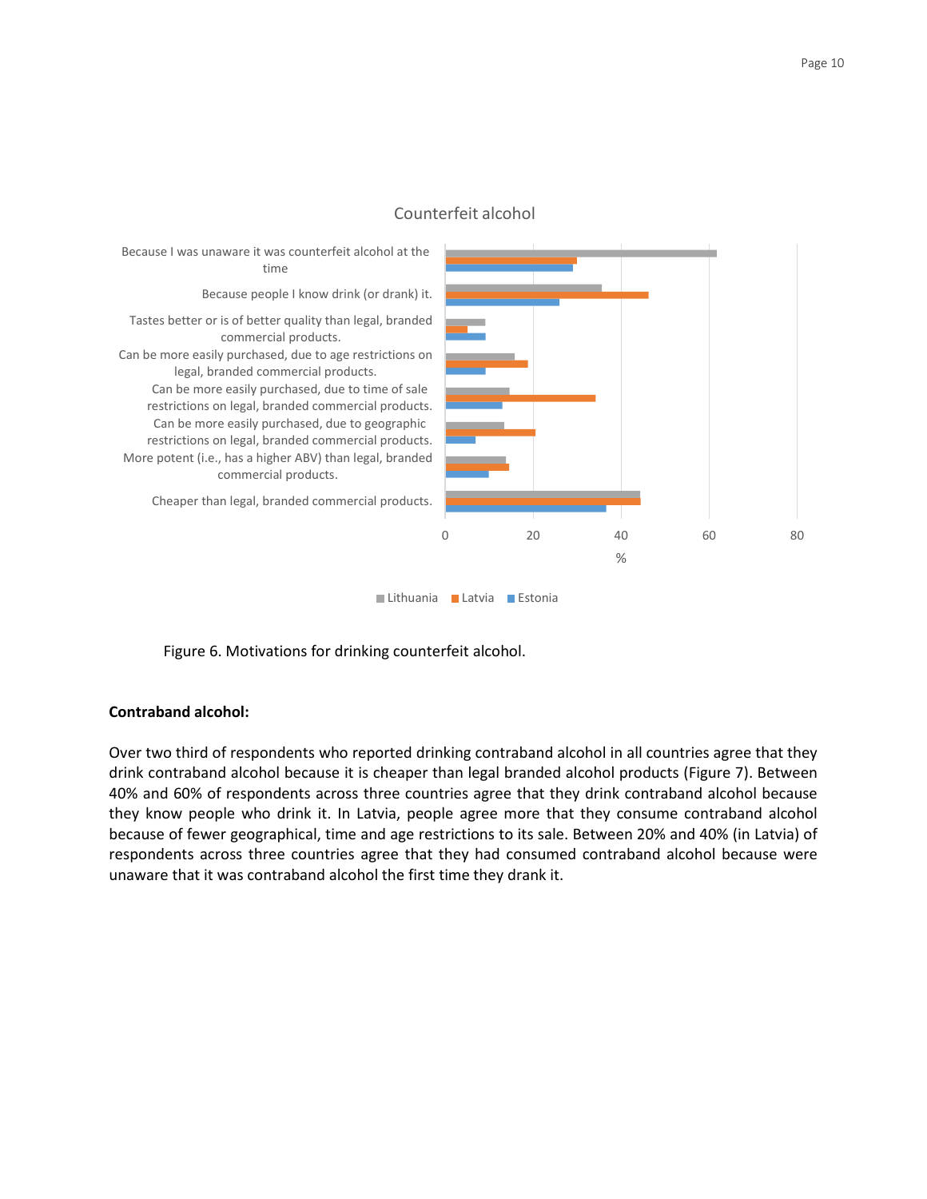Figure 6. Motivations for drinking counterfeit alcohol.

**Contraband alcohol:**

Over two third of respondents who reported drinking contraband alcohol in all countries agree that they drink contraband alcohol because it is cheaper than legal branded alcohol products (Figure 7). Between 40% and 60% of respondents across three countries agree that they drink contraband alcohol because they know people who drink it. In Latvia, people agree more that they consume contraband alcohol because of fewer geographical, time and age restrictions to its sale. Between 20% and 40% (in Latvia) of respondents across three countries agree that they had consumed contraband alcohol because were unaware that it was contraband alcohol the first time they drank it.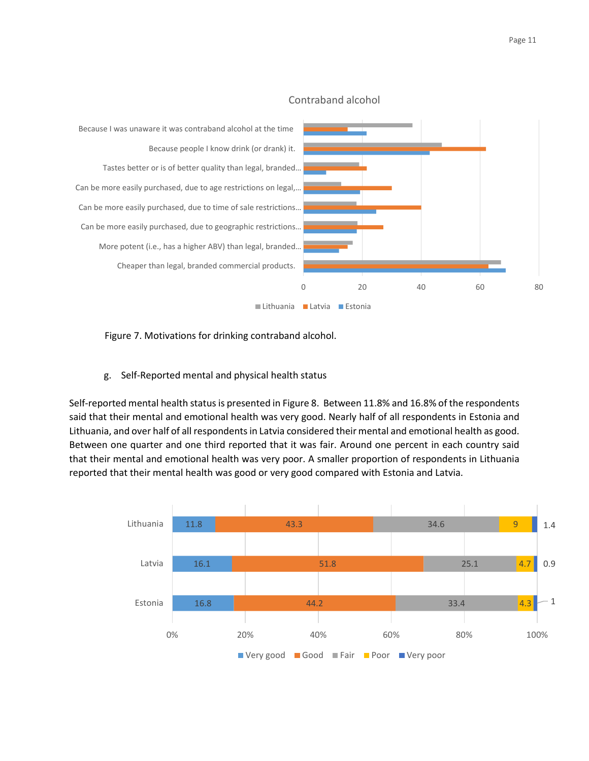Contraband alcohol

| | Lithuania | Latvia | Estonia |
|---|---|---|---|
| Because I was unaware it was contraband alcohol at the time | | | |
| Because people I know drink (or drank) it. | | | |
| Tastes better or is of better quality than legal, branded... | | | |
| Can be more easily purchased, due to age restrictions on legal,... | | | |
| Can be more easily purchased, due to time of sale restrictions... | | | |
| Can be more easily purchased, due to geographic restrictions... | | | |
| More potent (i.e., has a higher ABV) than legal, branded... | | | |
| Cheaper than legal, branded commercial products. | | | |

Figure 7. Motivations for drinking contraband alcohol.

g. Self-Reported mental and physical health status

Self-reported mental health status is presented in Figure 8. Between 11.8% and 16.8% of the respondents said that their mental and emotional health was very good. Nearly half of all respondents in Estonia and Lithuania, and over half of all respondents in Latvia considered their mental and emotional health as good. Between one quarter and one third reported that it was fair. Around one percent in each country said that their mental and emotional health was very poor. A smaller proportion of respondents in Lithuania reported that their mental health was good or very good compared with Estonia and Latvia.

| | Very good | Good | Fair | Poor | Very poor |
|---|---|---|---|---|---|
| Lithuania | 11.8 | 43.3 | 34.6 | 9 | 1.4 |
| Latvia | 16.1 | 51.8 | 25.1 | 4.7 | 0.9 |
| Estonia | 16.8 | 44.2 | 33.4 | 4.3 | 1 |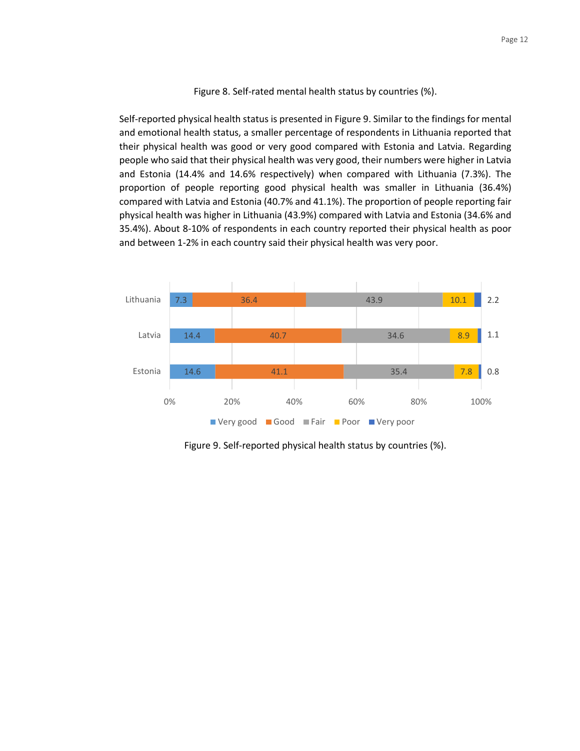Figure 8. Self-rated mental health status by countries (%).

Self-reported physical health status is presented in Figure 9. Similar to the findings for mental and emotional health status, a smaller percentage of respondents in Lithuania reported that their physical health was good or very good compared with Estonia and Latvia. Regarding people who said that their physical health was very good, their numbers were higher in Latvia and Estonia (14.4% and 14.6% respectively) when compared with Lithuania (7.3%). The proportion of people reporting good physical health was smaller in Lithuania (36.4%) compared with Latvia and Estonia (40.7% and 41.1%). The proportion of people reporting fair physical health was higher in Lithuania (43.9%) compared with Latvia and Estonia (34.6% and 35.4%). About 8-10% of respondents in each country reported their physical health as poor and between 1-2% in each country said their physical health was very poor.

| | Very good | Good | Fair | Poor | Very poor |
|---|---|---|---|---|---|
| Lithuania | 7.3 | 36.4 | 43.9 | 10.1 | 2.2 |
| Latvia | 14.4 | 40.7 | 34.6 | 8.9 | 1.1 |
| Estonia | 14.6 | 41.1 | 35.4 | 7.8 | 0.8 |

Figure 9. Self-reported physical health status by countries (%).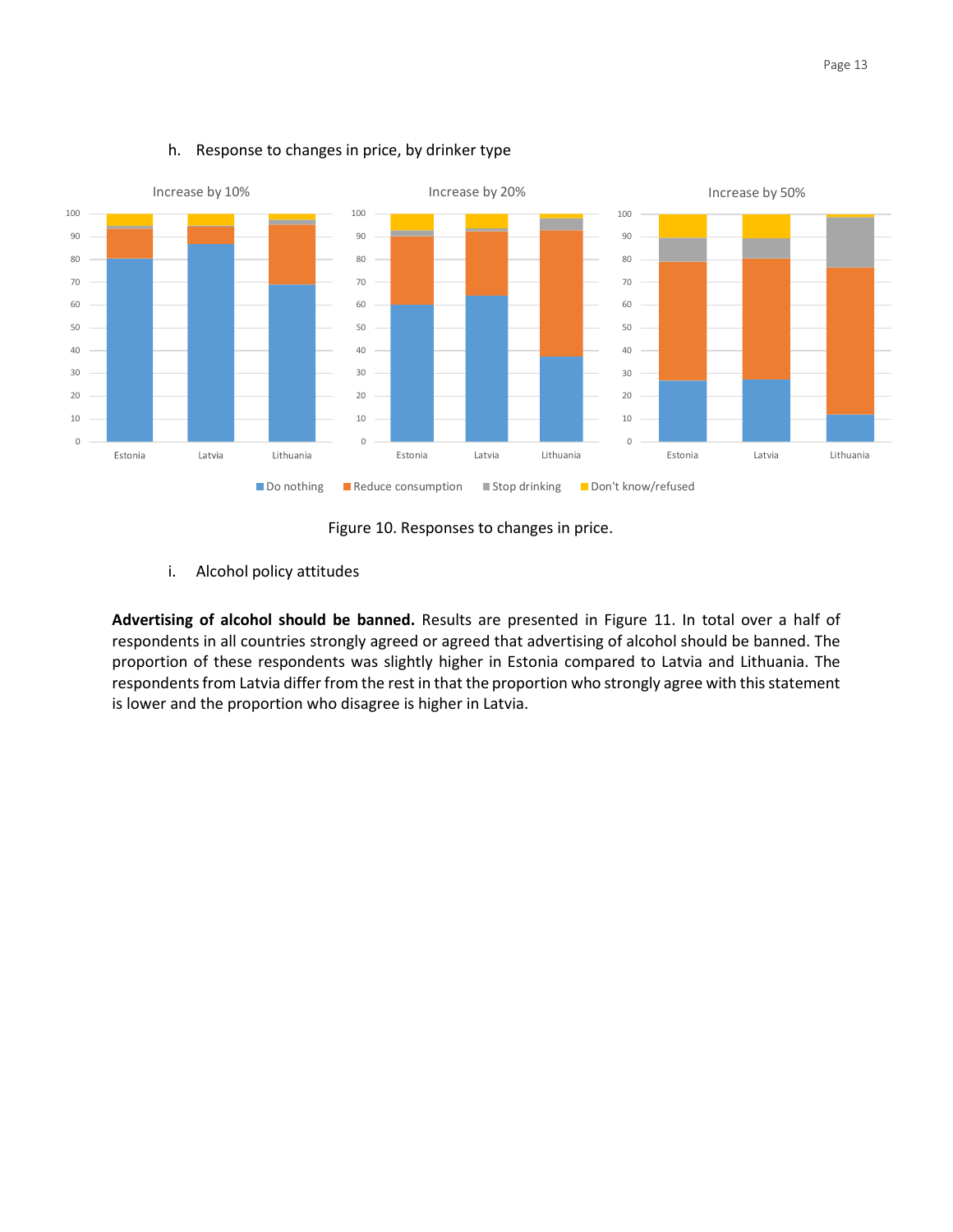h. Response to changes in price, by drinker type

Figure 10. Responses to changes in price.

i. Alcohol policy attitudes

**Advertising of alcohol should be banned.** Results are presented in Figure 11. In total over a half of respondents in all countries strongly agreed or agreed that advertising of alcohol should be banned. The proportion of these respondents was slightly higher in Estonia compared to Latvia and Lithuania. The respondents from Latvia differ from the rest in that the proportion who strongly agree with this statement is lower and the proportion who disagree is higher in Latvia.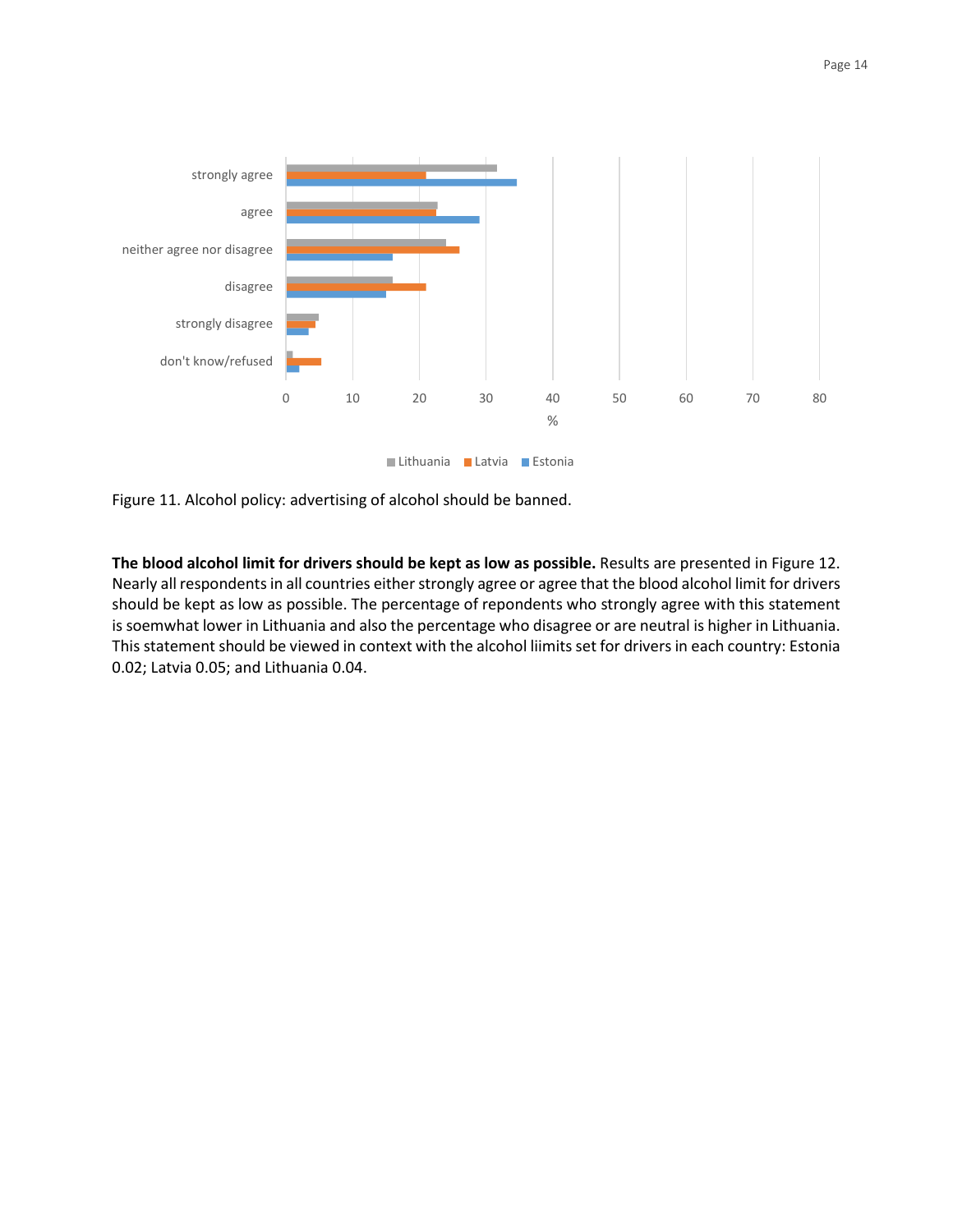Figure 11. Alcohol policy: advertising of alcohol should be banned.

**The blood alcohol limit for drivers should be kept as low as possible.** Results are presented in Figure 12. Nearly all respondents in all countries either strongly agree or agree that the blood alcohol limit for drivers should be kept as low as possible. The percentage of repondents who strongly agree with this statement is soemwhat lower in Lithuania and also the percentage who disagree or are neutral is higher in Lithuania. This statement should be viewed in context with the alcohol liimits set for drivers in each country: Estonia 0.02; Latvia 0.05; and Lithuania 0.04.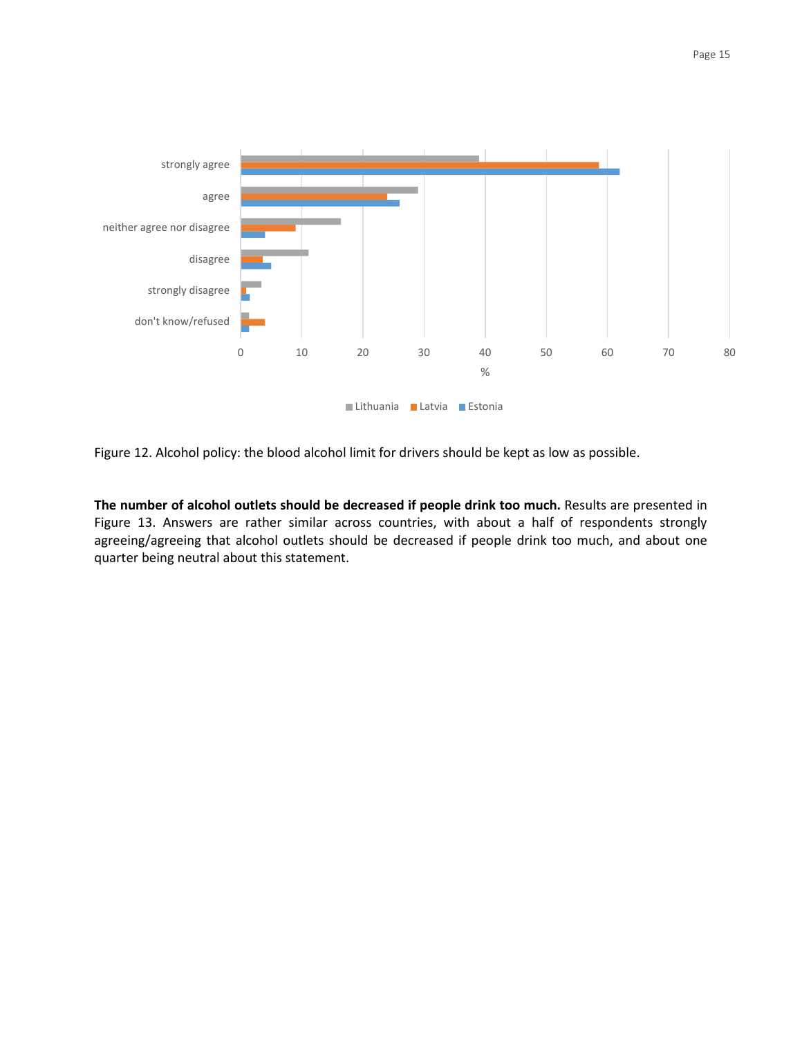Figure 12. Alcohol policy: the blood alcohol limit for drivers should be kept as low as possible.

**The number of alcohol outlets should be decreased if people drink too much.** Results are presented in Figure 13. Answers are rather similar across countries, with about a half of respondents strongly agreeing/agreeing that alcohol outlets should be decreased if people drink too much, and about one quarter being neutral about this statement.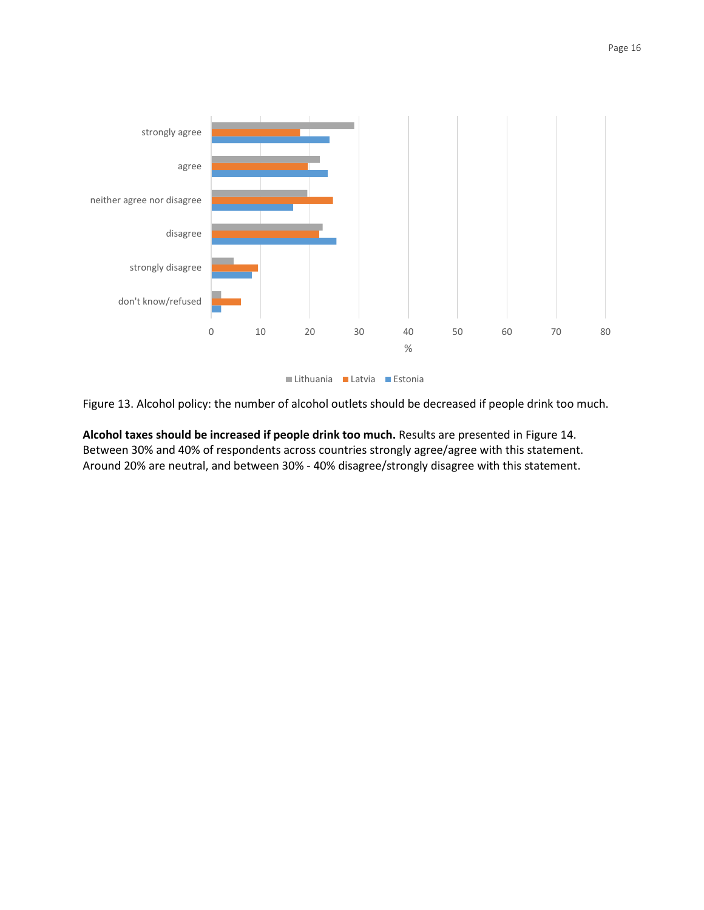Figure 13. Alcohol policy: the number of alcohol outlets should be decreased if people drink too much.

**Alcohol taxes should be increased if people drink too much.** Results are presented in Figure 14. Between 30% and 40% of respondents across countries strongly agree/agree with this statement. Around 20% are neutral, and between 30% - 40% disagree/strongly disagree with this statement.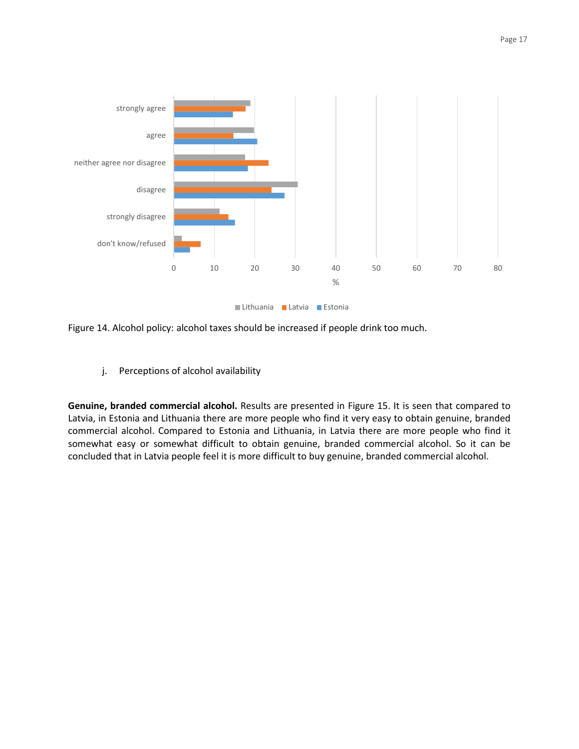Figure 14. Alcohol policy: alcohol taxes should be increased if people drink too much.

j. Perceptions of alcohol availability

**Genuine, branded commercial alcohol.** Results are presented in Figure 15. It is seen that compared to Latvia, in Estonia and Lithuania there are more people who find it very easy to obtain genuine, branded commercial alcohol. Compared to Estonia and Lithuania, in Latvia there are more people who find it somewhat easy or somewhat difficult to obtain genuine, branded commercial alcohol. So it can be concluded that in Latvia people feel it is more difficult to buy genuine, branded commercial alcohol.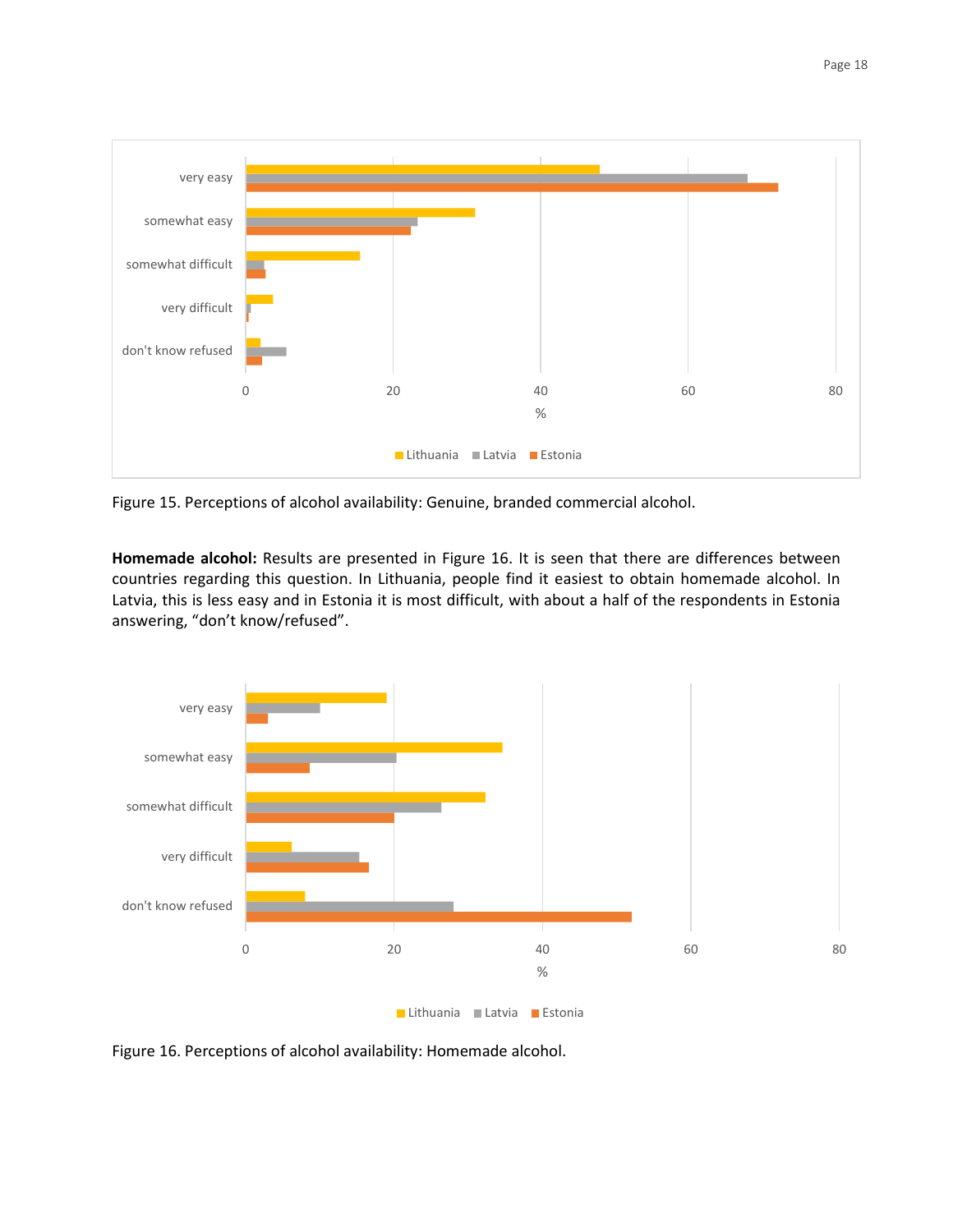Figure 15. Perceptions of alcohol availability: Genuine, branded commercial alcohol.

**Homemade alcohol:** Results are presented in Figure 16. It is seen that there are differences between countries regarding this question. In Lithuania, people find it easiest to obtain homemade alcohol. In Latvia, this is less easy and in Estonia it is most difficult, with about a half of the respondents in Estonia answering, “don’t know/refused”.

Figure 16. Perceptions of alcohol availability: Homemade alcohol.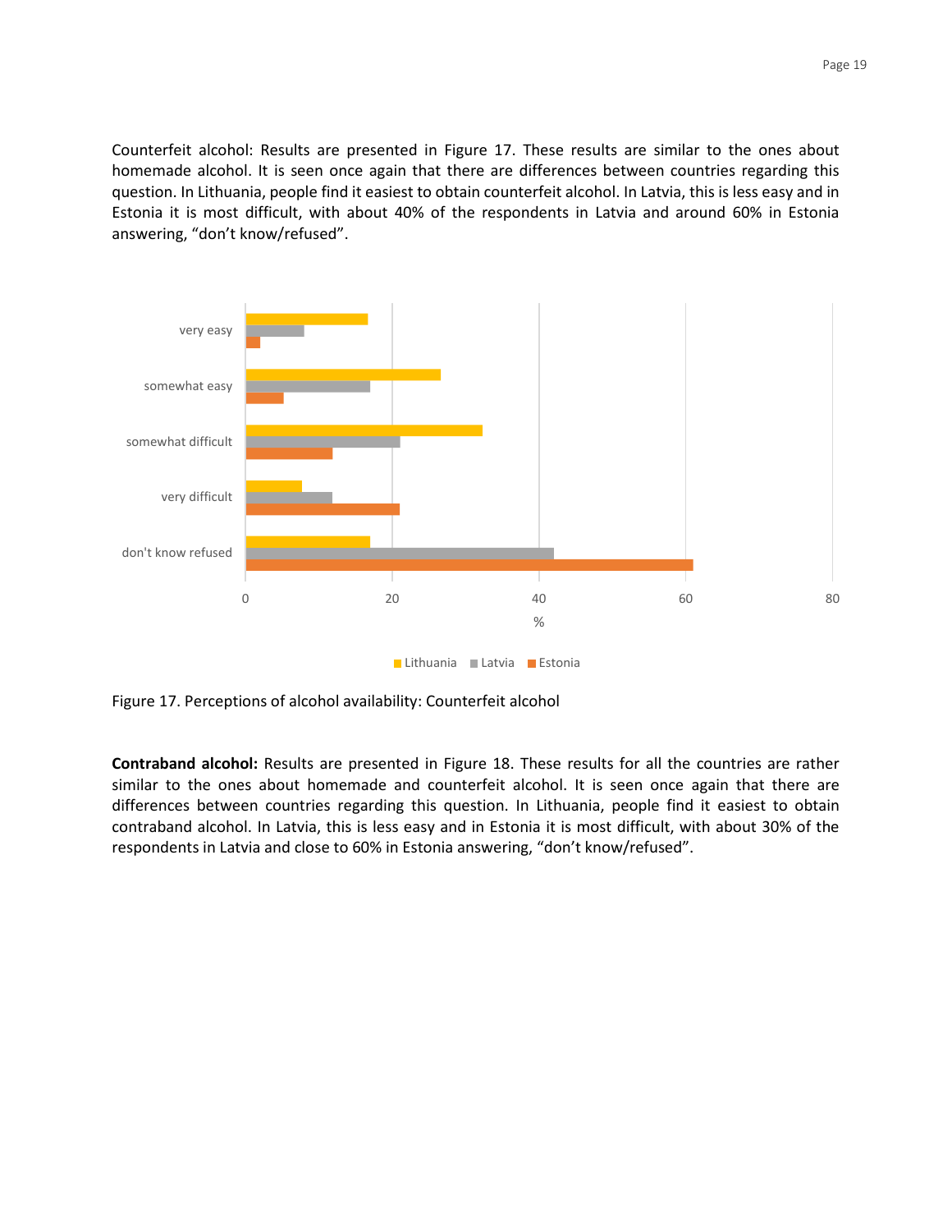Counterfeit alcohol: Results are presented in Figure 17. These results are similar to the ones about homemade alcohol. It is seen once again that there are differences between countries regarding this question. In Lithuania, people find it easiest to obtain counterfeit alcohol. In Latvia, this is less easy and in Estonia it is most difficult, with about 40% of the respondents in Latvia and around 60% in Estonia answering, “don’t know/refused”.

Figure 17. Perceptions of alcohol availability: Counterfeit alcohol

**Contraband alcohol:** Results are presented in Figure 18. These results for all the countries are rather similar to the ones about homemade and counterfeit alcohol. It is seen once again that there are differences between countries regarding this question. In Lithuania, people find it easiest to obtain contraband alcohol. In Latvia, this is less easy and in Estonia it is most difficult, with about 30% of the respondents in Latvia and close to 60% in Estonia answering, “don’t know/refused”.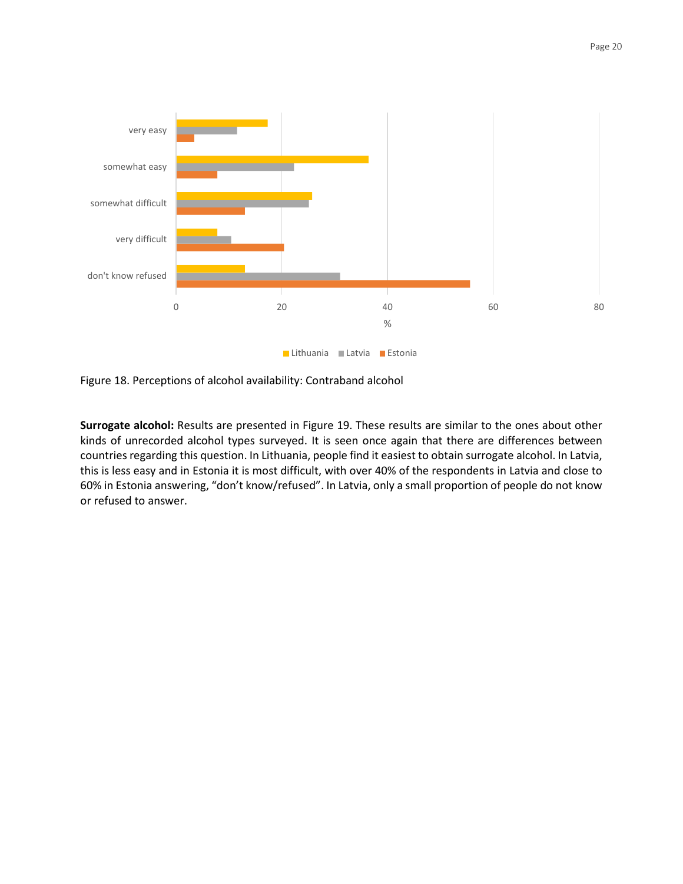Figure 18. Perceptions of alcohol availability: Contraband alcohol

**Surrogate alcohol:** Results are presented in Figure 19. These results are similar to the ones about other kinds of unrecorded alcohol types surveyed. It is seen once again that there are differences between countries regarding this question. In Lithuania, people find it easiest to obtain surrogate alcohol. In Latvia, this is less easy and in Estonia it is most difficult, with over 40% of the respondents in Latvia and close to 60% in Estonia answering, “don’t know/refused”. In Latvia, only a small proportion of people do not know or refused to answer.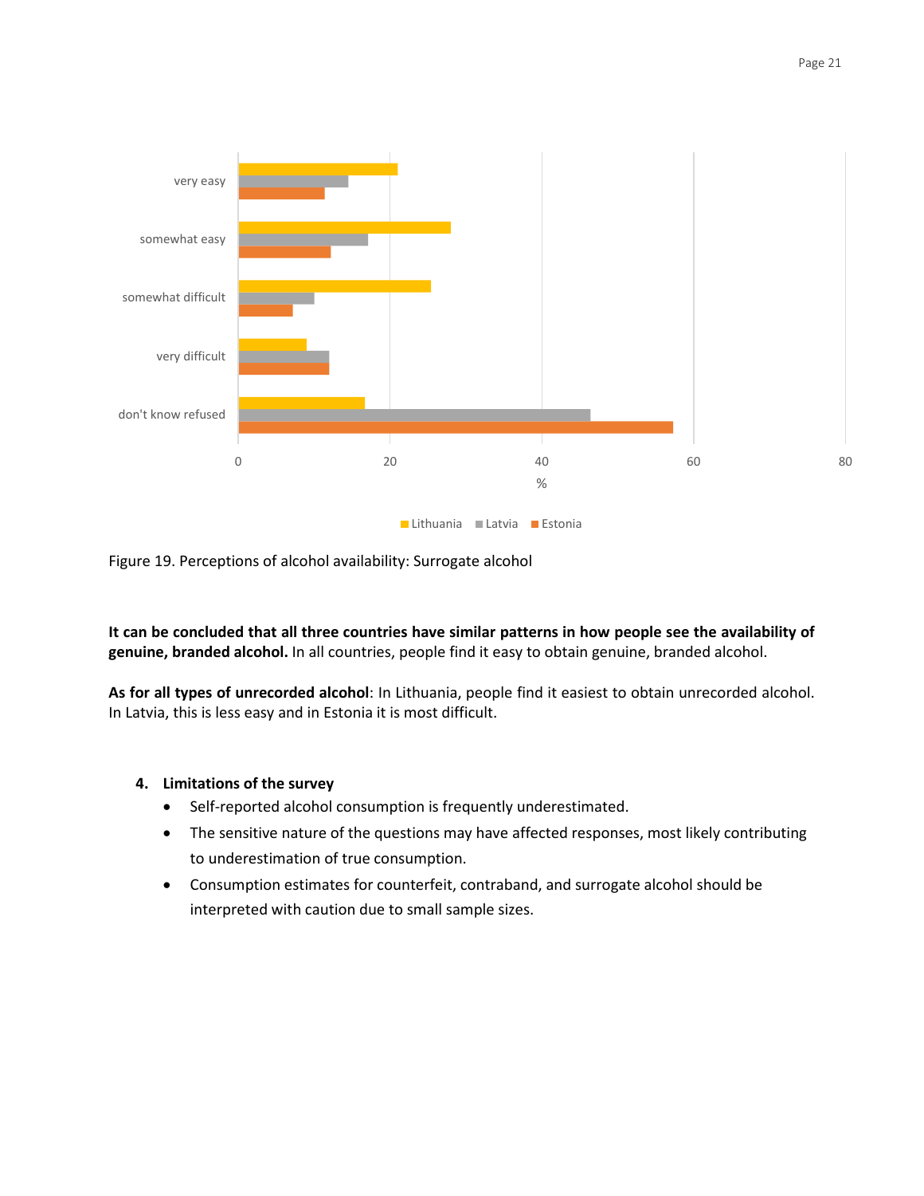Figure 19. Perceptions of alcohol availability: Surrogate alcohol

**It can be concluded that all three countries have similar patterns in how people see the availability of genuine, branded alcohol.** In all countries, people find it easy to obtain genuine, branded alcohol.

**As for all types of unrecorded alcohol**: In Lithuania, people find it easiest to obtain unrecorded alcohol. In Latvia, this is less easy and in Estonia it is most difficult.

## 4. Limitations of the survey

- Self-reported alcohol consumption is frequently underestimated.
- The sensitive nature of the questions may have affected responses, most likely contributing to underestimation of true consumption.
- Consumption estimates for counterfeit, contraband, and surrogate alcohol should be interpreted with caution due to small sample sizes.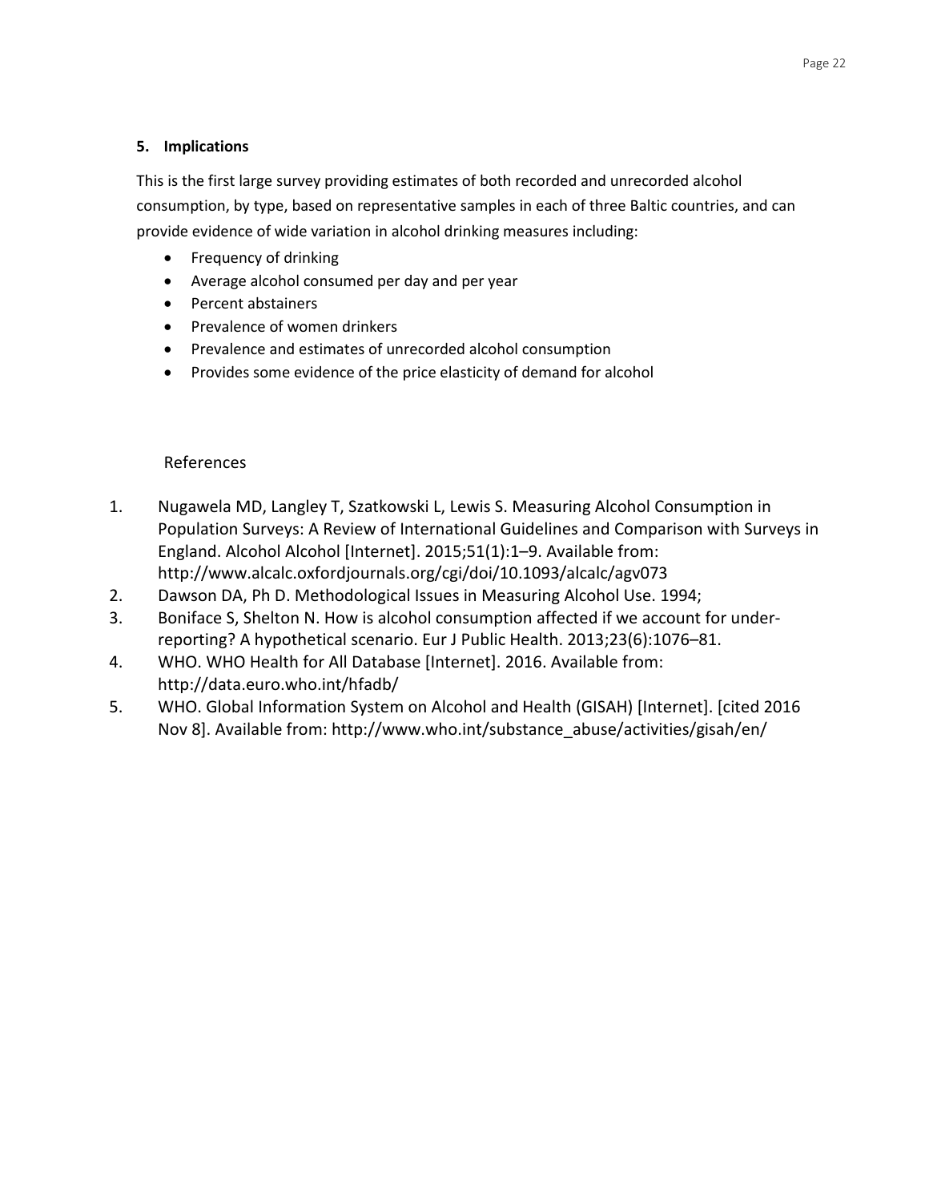## 5. Implications

This is the first large survey providing estimates of both recorded and unrecorded alcohol consumption, by type, based on representative samples in each of three Baltic countries, and can provide evidence of wide variation in alcohol drinking measures including:

- Frequency of drinking
- Average alcohol consumed per day and per year
- Percent abstainers
- Prevalence of women drinkers
- Prevalence and estimates of unrecorded alcohol consumption
- Provides some evidence of the price elasticity of demand for alcohol

## References

1. Nugawela MD, Langley T, Szatkowski L, Lewis S. Measuring Alcohol Consumption in Population Surveys: A Review of International Guidelines and Comparison with Surveys in England. Alcohol Alcohol [Internet]. 2015;51(1):1–9. Available from: http://www.alcalc.oxfordjournals.org/cgi/doi/10.1093/alcalc/agv073
2. Dawson DA, Ph D. Methodological Issues in Measuring Alcohol Use. 1994;
3. Boniface S, Shelton N. How is alcohol consumption affected if we account for under-reporting? A hypothetical scenario. Eur J Public Health. 2013;23(6):1076–81.
4. WHO. WHO Health for All Database [Internet]. 2016. Available from: http://data.euro.who.int/hfadb/
5. WHO. Global Information System on Alcohol and Health (GISAH) [Internet]. [cited 2016 Nov 8]. Available from: http://www.who.int/substance_abuse/activities/gisah/en/